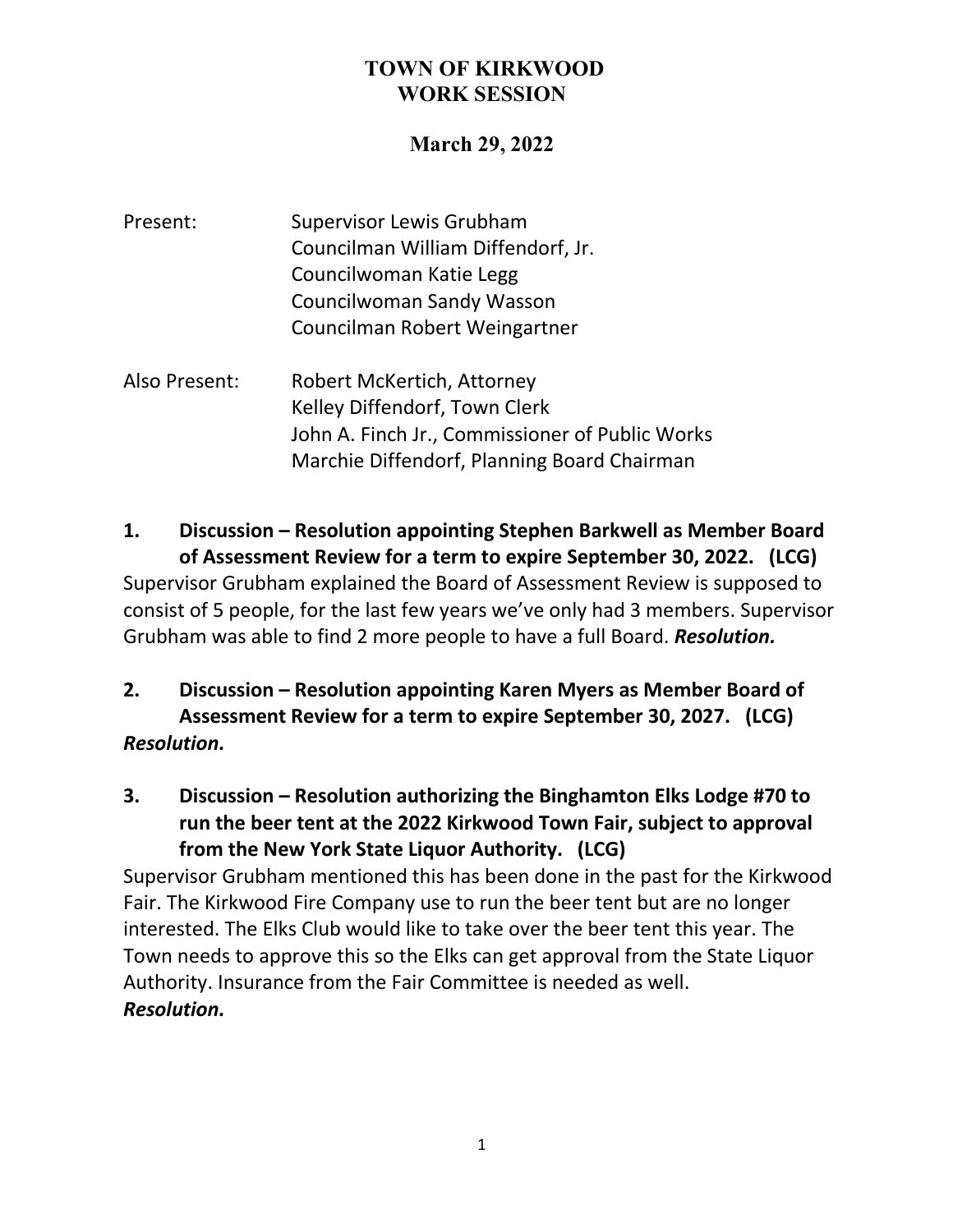# TOWN OF KIRKWOOD
# WORK SESSION

## March 29, 2022

Present: Supervisor Lewis Grubham
Councilman William Diffendorf, Jr.
Councilwoman Katie Legg
Councilwoman Sandy Wasson
Councilman Robert Weingartner

Also Present: Robert McKertich, Attorney
Kelley Diffendorf, Town Clerk
John A. Finch Jr., Commissioner of Public Works
Marchie Diffendorf, Planning Board Chairman

**1. Discussion – Resolution appointing Stephen Barkwell as Member Board of Assessment Review for a term to expire September 30, 2022. (LCG)**

Supervisor Grubham explained the Board of Assessment Review is supposed to consist of 5 people, for the last few years we've only had 3 members. Supervisor Grubham was able to find 2 more people to have a full Board. ***Resolution.***

**2. Discussion – Resolution appointing Karen Myers as Member Board of Assessment Review for a term to expire September 30, 2027. (LCG)**

***Resolution.***

**3. Discussion – Resolution authorizing the Binghamton Elks Lodge #70 to run the beer tent at the 2022 Kirkwood Town Fair, subject to approval from the New York State Liquor Authority. (LCG)**

Supervisor Grubham mentioned this has been done in the past for the Kirkwood Fair. The Kirkwood Fire Company use to run the beer tent but are no longer interested. The Elks Club would like to take over the beer tent this year. The Town needs to approve this so the Elks can get approval from the State Liquor Authority. Insurance from the Fair Committee is needed as well.
***Resolution.***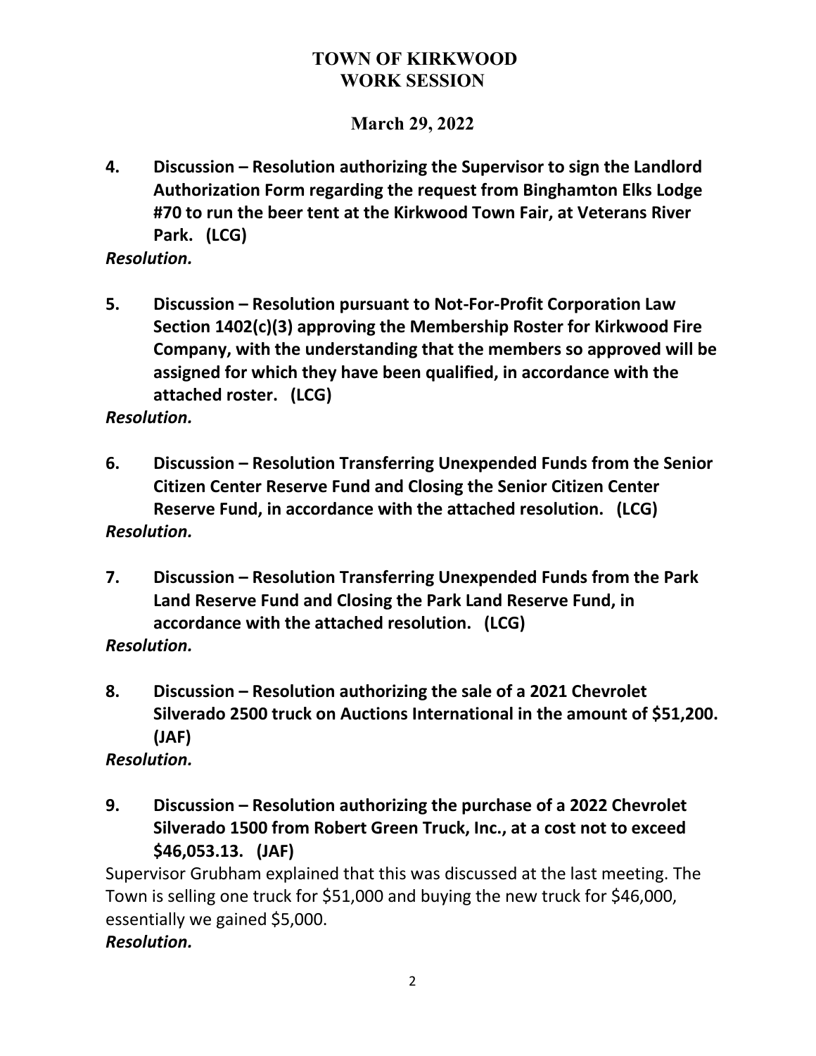# TOWN OF KIRKWOOD
# WORK SESSION

## March 29, 2022

**4. Discussion – Resolution authorizing the Supervisor to sign the Landlord Authorization Form regarding the request from Binghamton Elks Lodge #70 to run the beer tent at the Kirkwood Town Fair, at Veterans River Park. (LCG)**

***Resolution.***

**5. Discussion – Resolution pursuant to Not-For-Profit Corporation Law Section 1402(c)(3) approving the Membership Roster for Kirkwood Fire Company, with the understanding that the members so approved will be assigned for which they have been qualified, in accordance with the attached roster. (LCG)**

***Resolution.***

**6. Discussion – Resolution Transferring Unexpended Funds from the Senior Citizen Center Reserve Fund and Closing the Senior Citizen Center Reserve Fund, in accordance with the attached resolution. (LCG)**

***Resolution.***

**7. Discussion – Resolution Transferring Unexpended Funds from the Park Land Reserve Fund and Closing the Park Land Reserve Fund, in accordance with the attached resolution. (LCG)**

***Resolution.***

**8. Discussion – Resolution authorizing the sale of a 2021 Chevrolet Silverado 2500 truck on Auctions International in the amount of $51,200. (JAF)**

***Resolution.***

**9. Discussion – Resolution authorizing the purchase of a 2022 Chevrolet Silverado 1500 from Robert Green Truck, Inc., at a cost not to exceed $46,053.13. (JAF)**

Supervisor Grubham explained that this was discussed at the last meeting. The Town is selling one truck for $51,000 and buying the new truck for $46,000, essentially we gained $5,000.

***Resolution.***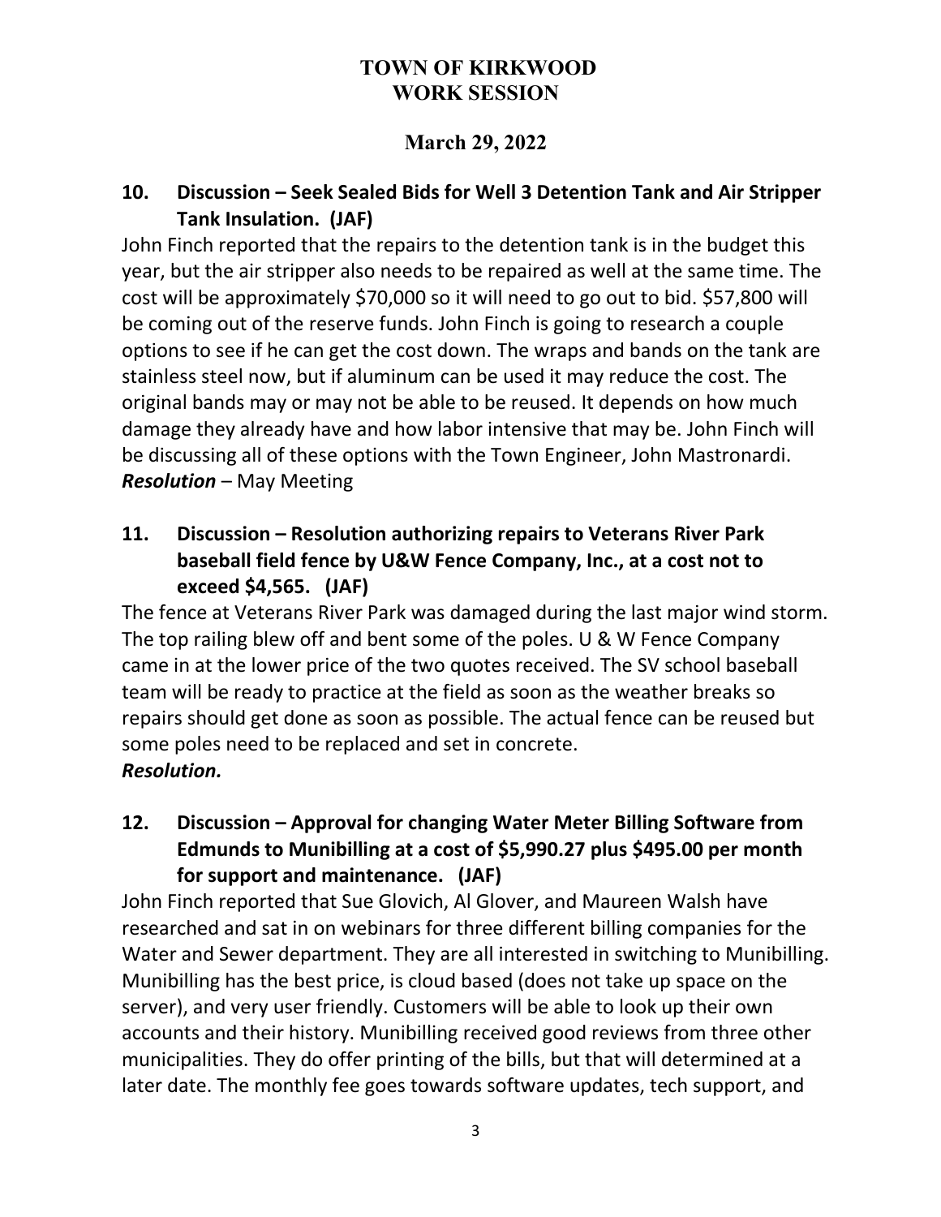# TOWN OF KIRKWOOD
# WORK SESSION

## March 29, 2022

### 10. Discussion – Seek Sealed Bids for Well 3 Detention Tank and Air Stripper Tank Insulation. (JAF)

John Finch reported that the repairs to the detention tank is in the budget this year, but the air stripper also needs to be repaired as well at the same time. The cost will be approximately $70,000 so it will need to go out to bid. $57,800 will be coming out of the reserve funds. John Finch is going to research a couple options to see if he can get the cost down. The wraps and bands on the tank are stainless steel now, but if aluminum can be used it may reduce the cost. The original bands may or may not be able to be reused. It depends on how much damage they already have and how labor intensive that may be. John Finch will be discussing all of these options with the Town Engineer, John Mastronardi.
***Resolution*** – May Meeting

### 11. Discussion – Resolution authorizing repairs to Veterans River Park baseball field fence by U&W Fence Company, Inc., at a cost not to exceed $4,565. (JAF)

The fence at Veterans River Park was damaged during the last major wind storm. The top railing blew off and bent some of the poles. U & W Fence Company came in at the lower price of the two quotes received. The SV school baseball team will be ready to practice at the field as soon as the weather breaks so repairs should get done as soon as possible. The actual fence can be reused but some poles need to be replaced and set in concrete.
***Resolution.***

### 12. Discussion – Approval for changing Water Meter Billing Software from Edmunds to Munibilling at a cost of $5,990.27 plus $495.00 per month for support and maintenance. (JAF)

John Finch reported that Sue Glovich, Al Glover, and Maureen Walsh have researched and sat in on webinars for three different billing companies for the Water and Sewer department. They are all interested in switching to Munibilling. Munibilling has the best price, is cloud based (does not take up space on the server), and very user friendly. Customers will be able to look up their own accounts and their history. Munibilling received good reviews from three other municipalities. They do offer printing of the bills, but that will determined at a later date. The monthly fee goes towards software updates, tech support, and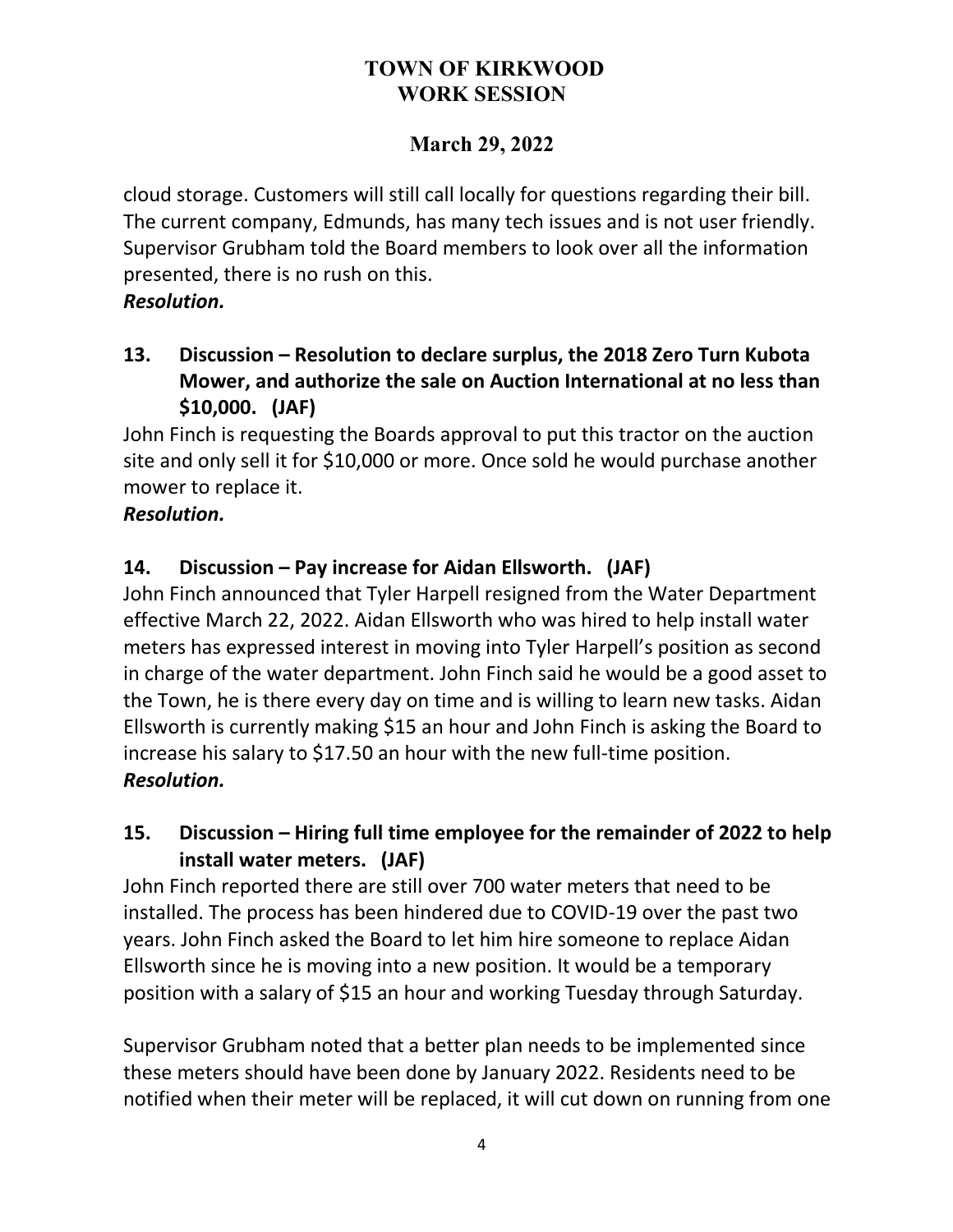cloud storage. Customers will still call locally for questions regarding their bill. The current company, Edmunds, has many tech issues and is not user friendly. Supervisor Grubham told the Board members to look over all the information presented, there is no rush on this.

***Resolution.***

**13. Discussion – Resolution to declare surplus, the 2018 Zero Turn Kubota Mower, and authorize the sale on Auction International at no less than $10,000. (JAF)**

John Finch is requesting the Boards approval to put this tractor on the auction site and only sell it for $10,000 or more. Once sold he would purchase another mower to replace it.

***Resolution.***

**14. Discussion – Pay increase for Aidan Ellsworth. (JAF)**

John Finch announced that Tyler Harpell resigned from the Water Department effective March 22, 2022. Aidan Ellsworth who was hired to help install water meters has expressed interest in moving into Tyler Harpell's position as second in charge of the water department. John Finch said he would be a good asset to the Town, he is there every day on time and is willing to learn new tasks. Aidan Ellsworth is currently making $15 an hour and John Finch is asking the Board to increase his salary to $17.50 an hour with the new full-time position.

***Resolution.***

**15. Discussion – Hiring full time employee for the remainder of 2022 to help install water meters. (JAF)**

John Finch reported there are still over 700 water meters that need to be installed. The process has been hindered due to COVID-19 over the past two years. John Finch asked the Board to let him hire someone to replace Aidan Ellsworth since he is moving into a new position. It would be a temporary position with a salary of $15 an hour and working Tuesday through Saturday.

Supervisor Grubham noted that a better plan needs to be implemented since these meters should have been done by January 2022. Residents need to be notified when their meter will be replaced, it will cut down on running from one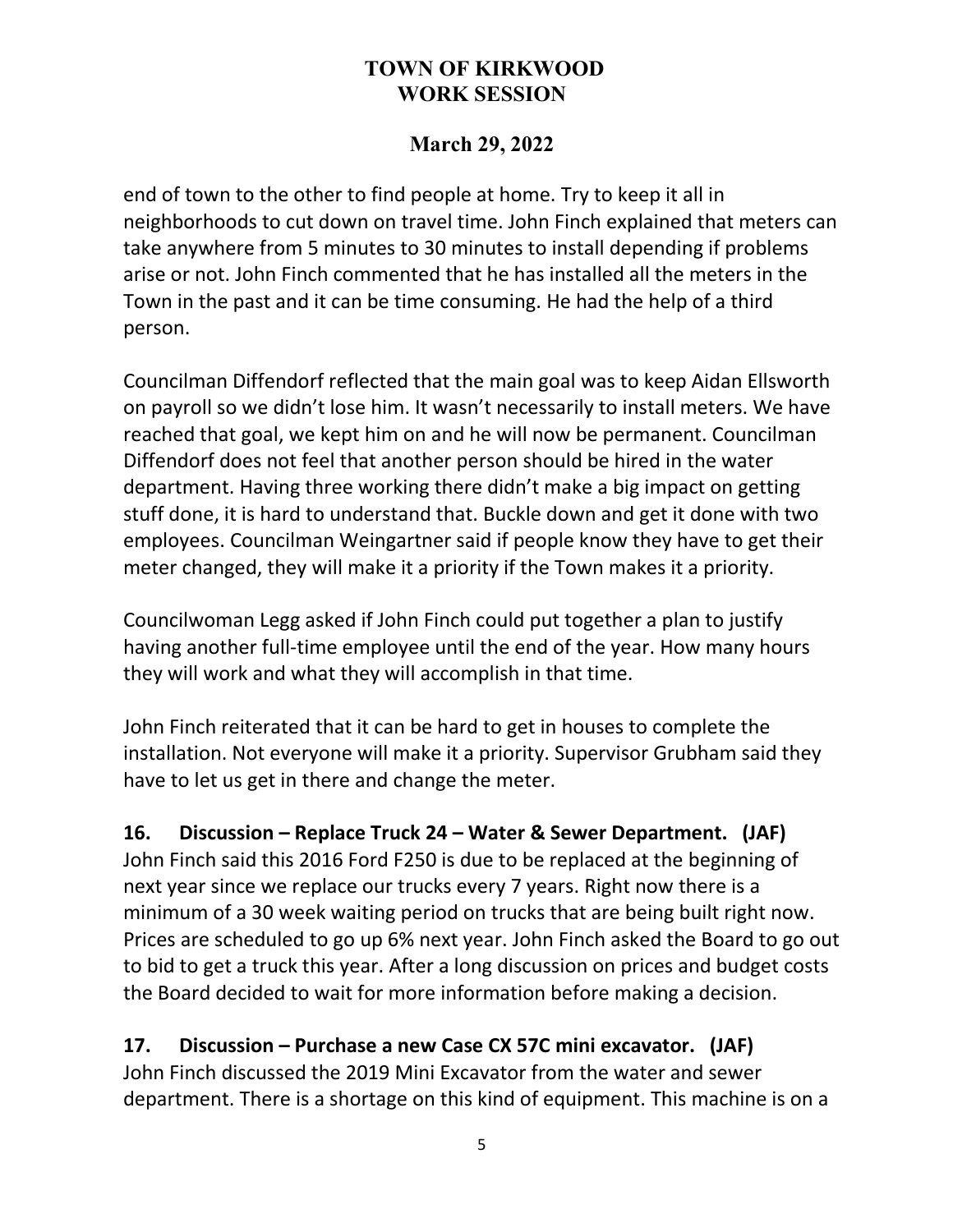end of town to the other to find people at home. Try to keep it all in neighborhoods to cut down on travel time. John Finch explained that meters can take anywhere from 5 minutes to 30 minutes to install depending if problems arise or not. John Finch commented that he has installed all the meters in the Town in the past and it can be time consuming. He had the help of a third person.

Councilman Diffendorf reflected that the main goal was to keep Aidan Ellsworth on payroll so we didn't lose him. It wasn't necessarily to install meters. We have reached that goal, we kept him on and he will now be permanent. Councilman Diffendorf does not feel that another person should be hired in the water department. Having three working there didn't make a big impact on getting stuff done, it is hard to understand that. Buckle down and get it done with two employees. Councilman Weingartner said if people know they have to get their meter changed, they will make it a priority if the Town makes it a priority.

Councilwoman Legg asked if John Finch could put together a plan to justify having another full-time employee until the end of the year. How many hours they will work and what they will accomplish in that time.

John Finch reiterated that it can be hard to get in houses to complete the installation. Not everyone will make it a priority. Supervisor Grubham said they have to let us get in there and change the meter.

**16. Discussion – Replace Truck 24 – Water & Sewer Department. (JAF)**
John Finch said this 2016 Ford F250 is due to be replaced at the beginning of next year since we replace our trucks every 7 years. Right now there is a minimum of a 30 week waiting period on trucks that are being built right now. Prices are scheduled to go up 6% next year. John Finch asked the Board to go out to bid to get a truck this year. After a long discussion on prices and budget costs the Board decided to wait for more information before making a decision.

**17. Discussion – Purchase a new Case CX 57C mini excavator. (JAF)**
John Finch discussed the 2019 Mini Excavator from the water and sewer department. There is a shortage on this kind of equipment. This machine is on a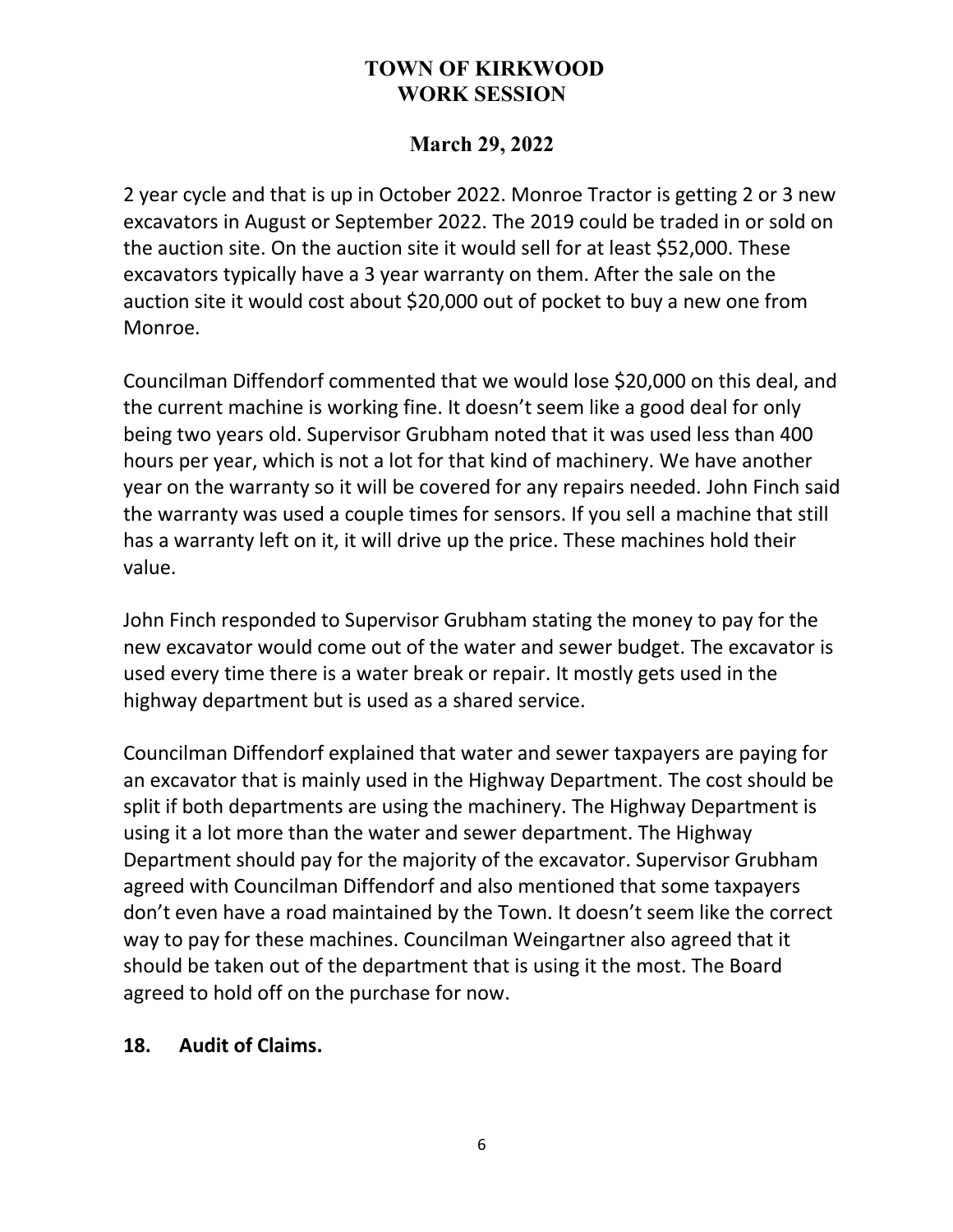2 year cycle and that is up in October 2022. Monroe Tractor is getting 2 or 3 new excavators in August or September 2022. The 2019 could be traded in or sold on the auction site. On the auction site it would sell for at least $52,000. These excavators typically have a 3 year warranty on them. After the sale on the auction site it would cost about $20,000 out of pocket to buy a new one from Monroe.

Councilman Diffendorf commented that we would lose $20,000 on this deal, and the current machine is working fine. It doesn't seem like a good deal for only being two years old. Supervisor Grubham noted that it was used less than 400 hours per year, which is not a lot for that kind of machinery. We have another year on the warranty so it will be covered for any repairs needed. John Finch said the warranty was used a couple times for sensors. If you sell a machine that still has a warranty left on it, it will drive up the price. These machines hold their value.

John Finch responded to Supervisor Grubham stating the money to pay for the new excavator would come out of the water and sewer budget. The excavator is used every time there is a water break or repair. It mostly gets used in the highway department but is used as a shared service.

Councilman Diffendorf explained that water and sewer taxpayers are paying for an excavator that is mainly used in the Highway Department. The cost should be split if both departments are using the machinery. The Highway Department is using it a lot more than the water and sewer department. The Highway Department should pay for the majority of the excavator. Supervisor Grubham agreed with Councilman Diffendorf and also mentioned that some taxpayers don't even have a road maintained by the Town. It doesn't seem like the correct way to pay for these machines. Councilman Weingartner also agreed that it should be taken out of the department that is using it the most. The Board agreed to hold off on the purchase for now.

**18. Audit of Claims.**